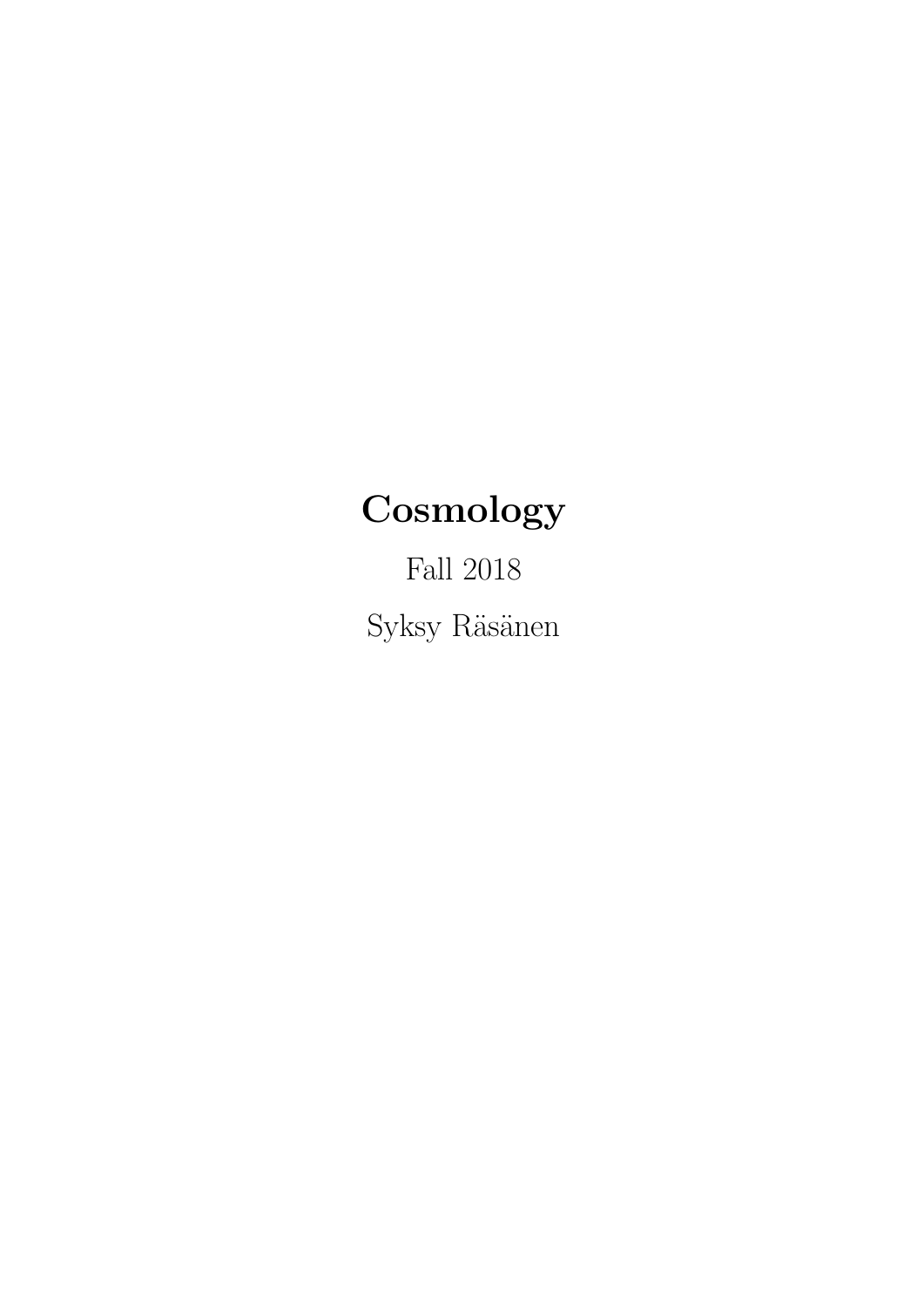# Cosmology

Fall 2018

Syksy Räsänen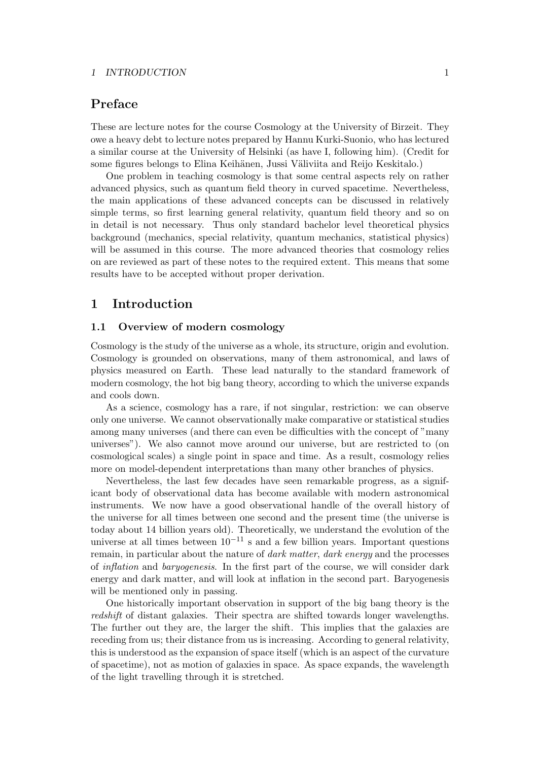## Preface

These are lecture notes for the course Cosmology at the University of Birzeit. They owe a heavy debt to lecture notes prepared by Hannu Kurki-Suonio, who has lectured a similar course at the University of Helsinki (as have I, following him). (Credit for some figures belongs to Elina Keihänen, Jussi Väliviita and Reijo Keskitalo.)

One problem in teaching cosmology is that some central aspects rely on rather advanced physics, such as quantum field theory in curved spacetime. Nevertheless, the main applications of these advanced concepts can be discussed in relatively simple terms, so first learning general relativity, quantum field theory and so on in detail is not necessary. Thus only standard bachelor level theoretical physics background (mechanics, special relativity, quantum mechanics, statistical physics) will be assumed in this course. The more advanced theories that cosmology relies on are reviewed as part of these notes to the required extent. This means that some results have to be accepted without proper derivation.

# 1 Introduction

## 1.1 Overview of modern cosmology

Cosmology is the study of the universe as a whole, its structure, origin and evolution. Cosmology is grounded on observations, many of them astronomical, and laws of physics measured on Earth. These lead naturally to the standard framework of modern cosmology, the hot big bang theory, according to which the universe expands and cools down.

As a science, cosmology has a rare, if not singular, restriction: we can observe only one universe. We cannot observationally make comparative or statistical studies among many universes (and there can even be difficulties with the concept of "many universes"). We also cannot move around our universe, but are restricted to (on cosmological scales) a single point in space and time. As a result, cosmology relies more on model-dependent interpretations than many other branches of physics.

Nevertheless, the last few decades have seen remarkable progress, as a significant body of observational data has become available with modern astronomical instruments. We now have a good observational handle of the overall history of the universe for all times between one second and the present time (the universe is today about 14 billion years old). Theoretically, we understand the evolution of the universe at all times between $10^{-11}$ s and a few billion years. Important questions remain, in particular about the nature of *dark matter*, *dark energy* and the processes of *inflation* and *baryogenesis*. In the first part of the course, we will consider dark energy and dark matter, and will look at inflation in the second part. Baryogenesis will be mentioned only in passing.

One historically important observation in support of the big bang theory is the *redshift* of distant galaxies. Their spectra are shifted towards longer wavelengths. The further out they are, the larger the shift. This implies that the galaxies are receding from us; their distance from us is increasing. According to general relativity, this is understood as the expansion of space itself (which is an aspect of the curvature of spacetime), not as motion of galaxies in space. As space expands, the wavelength of the light travelling through it is stretched.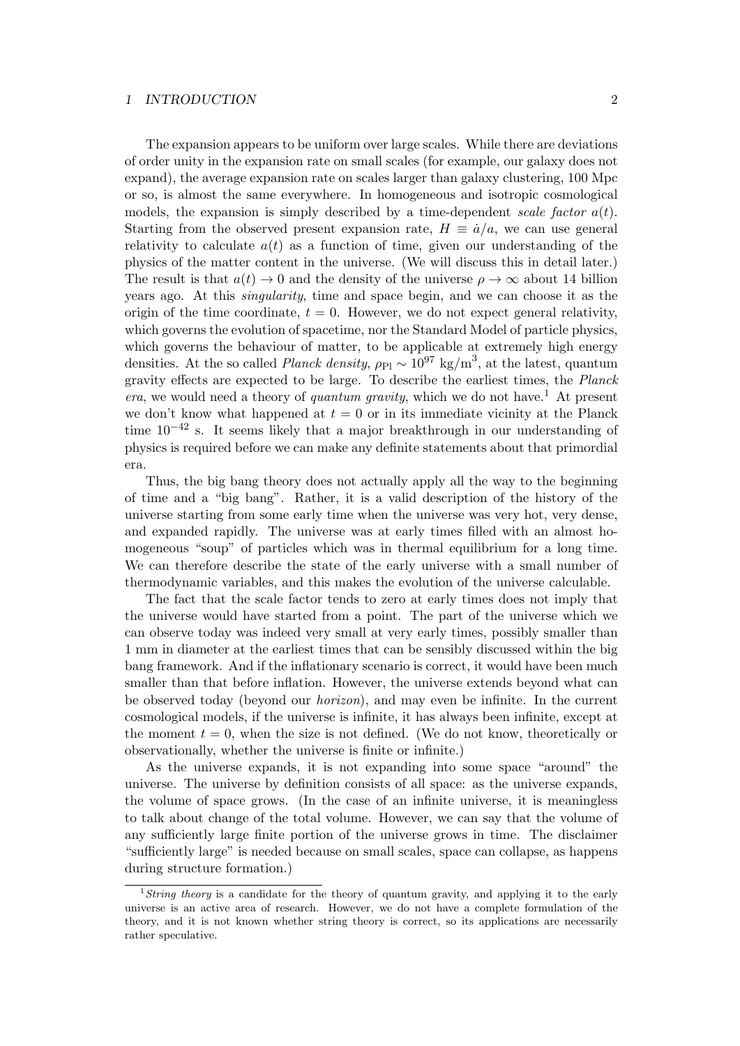The expansion appears to be uniform over large scales. While there are deviations of order unity in the expansion rate on small scales (for example, our galaxy does not expand), the average expansion rate on scales larger than galaxy clustering, 100 Mpc or so, is almost the same everywhere. In homogeneous and isotropic cosmological models, the expansion is simply described by a time-dependent *scale factor* $a(t)$. Starting from the observed present expansion rate, $H \equiv \dot{a}/a$, we can use general relativity to calculate $a(t)$ as a function of time, given our understanding of the physics of the matter content in the universe. (We will discuss this in detail later.) The result is that $a(t) \to 0$ and the density of the universe $\rho \to \infty$ about 14 billion years ago. At this *singularity*, time and space begin, and we can choose it as the origin of the time coordinate, $t = 0$. However, we do not expect general relativity, which governs the evolution of spacetime, nor the Standard Model of particle physics, which governs the behaviour of matter, to be applicable at extremely high energy densities. At the so called *Planck density*, $\rho_{\rm Pl} \sim 10^{97}$ kg/m$^3$, at the latest, quantum gravity effects are expected to be large. To describe the earliest times, the *Planck era*, we would need a theory of *quantum gravity*, which we do not have.[1] At present we don't know what happened at $t = 0$ or in its immediate vicinity at the Planck time $10^{-42}$ s. It seems likely that a major breakthrough in our understanding of physics is required before we can make any definite statements about that primordial era.

Thus, the big bang theory does not actually apply all the way to the beginning of time and a "big bang". Rather, it is a valid description of the history of the universe starting from some early time when the universe was very hot, very dense, and expanded rapidly. The universe was at early times filled with an almost homogeneous "soup" of particles which was in thermal equilibrium for a long time. We can therefore describe the state of the early universe with a small number of thermodynamic variables, and this makes the evolution of the universe calculable.

The fact that the scale factor tends to zero at early times does not imply that the universe would have started from a point. The part of the universe which we can observe today was indeed very small at very early times, possibly smaller than 1 mm in diameter at the earliest times that can be sensibly discussed within the big bang framework. And if the inflationary scenario is correct, it would have been much smaller than that before inflation. However, the universe extends beyond what can be observed today (beyond our *horizon*), and may even be infinite. In the current cosmological models, if the universe is infinite, it has always been infinite, except at the moment $t = 0$, when the size is not defined. (We do not know, theoretically or observationally, whether the universe is finite or infinite.)

As the universe expands, it is not expanding into some space "around" the universe. The universe by definition consists of all space: as the universe expands, the volume of space grows. (In the case of an infinite universe, it is meaningless to talk about change of the total volume. However, we can say that the volume of any sufficiently large finite portion of the universe grows in time. The disclaimer "sufficiently large" is needed because on small scales, space can collapse, as happens during structure formation.)

---

[1] *String theory* is a candidate for the theory of quantum gravity, and applying it to the early universe is an active area of research. However, we do not have a complete formulation of the theory, and it is not known whether string theory is correct, so its applications are necessarily rather speculative.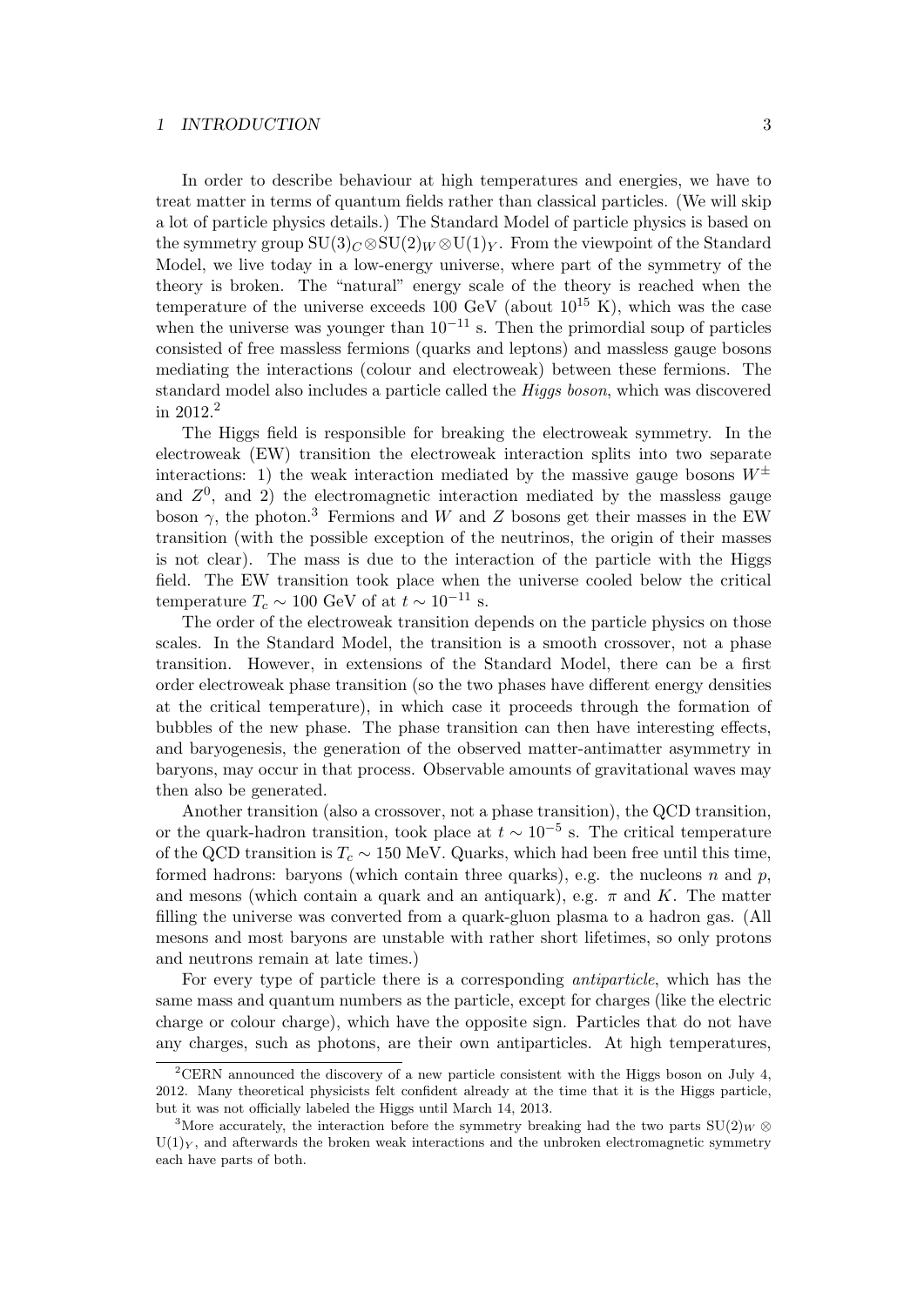In order to describe behaviour at high temperatures and energies, we have to treat matter in terms of quantum fields rather than classical particles. (We will skip a lot of particle physics details.) The Standard Model of particle physics is based on the symmetry group $\mathrm{SU}(3)_C \otimes \mathrm{SU}(2)_W \otimes \mathrm{U}(1)_Y$. From the viewpoint of the Standard Model, we live today in a low-energy universe, where part of the symmetry of the theory is broken. The "natural" energy scale of the theory is reached when the temperature of the universe exceeds 100 GeV (about $10^{15}$ K), which was the case when the universe was younger than $10^{-11}$ s. Then the primordial soup of particles consisted of free massless fermions (quarks and leptons) and massless gauge bosons mediating the interactions (colour and electroweak) between these fermions. The standard model also includes a particle called the *Higgs boson*, which was discovered in 2012.[2]

The Higgs field is responsible for breaking the electroweak symmetry. In the electroweak (EW) transition the electroweak interaction splits into two separate interactions: 1) the weak interaction mediated by the massive gauge bosons $W^{\pm}$ and $Z^0$, and 2) the electromagnetic interaction mediated by the massless gauge boson $\gamma$, the photon.[3] Fermions and $W$ and $Z$ bosons get their masses in the EW transition (with the possible exception of the neutrinos, the origin of their masses is not clear). The mass is due to the interaction of the particle with the Higgs field. The EW transition took place when the universe cooled below the critical temperature $T_c \sim 100$ GeV of at $t \sim 10^{-11}$ s.

The order of the electroweak transition depends on the particle physics on those scales. In the Standard Model, the transition is a smooth crossover, not a phase transition. However, in extensions of the Standard Model, there can be a first order electroweak phase transition (so the two phases have different energy densities at the critical temperature), in which case it proceeds through the formation of bubbles of the new phase. The phase transition can then have interesting effects, and baryogenesis, the generation of the observed matter-antimatter asymmetry in baryons, may occur in that process. Observable amounts of gravitational waves may then also be generated.

Another transition (also a crossover, not a phase transition), the QCD transition, or the quark-hadron transition, took place at $t \sim 10^{-5}$ s. The critical temperature of the QCD transition is $T_c \sim 150$ MeV. Quarks, which had been free until this time, formed hadrons: baryons (which contain three quarks), e.g. the nucleons $n$ and $p$, and mesons (which contain a quark and an antiquark), e.g. $\pi$ and $K$. The matter filling the universe was converted from a quark-gluon plasma to a hadron gas. (All mesons and most baryons are unstable with rather short lifetimes, so only protons and neutrons remain at late times.)

For every type of particle there is a corresponding *antiparticle*, which has the same mass and quantum numbers as the particle, except for charges (like the electric charge or colour charge), which have the opposite sign. Particles that do not have any charges, such as photons, are their own antiparticles. At high temperatures,

[2] CERN announced the discovery of a new particle consistent with the Higgs boson on July 4, 2012. Many theoretical physicists felt confident already at the time that it is the Higgs particle, but it was not officially labeled the Higgs until March 14, 2013.

[3] More accurately, the interaction before the symmetry breaking had the two parts $\mathrm{SU}(2)_W \otimes \mathrm{U}(1)_Y$, and afterwards the broken weak interactions and the unbroken electromagnetic symmetry each have parts of both.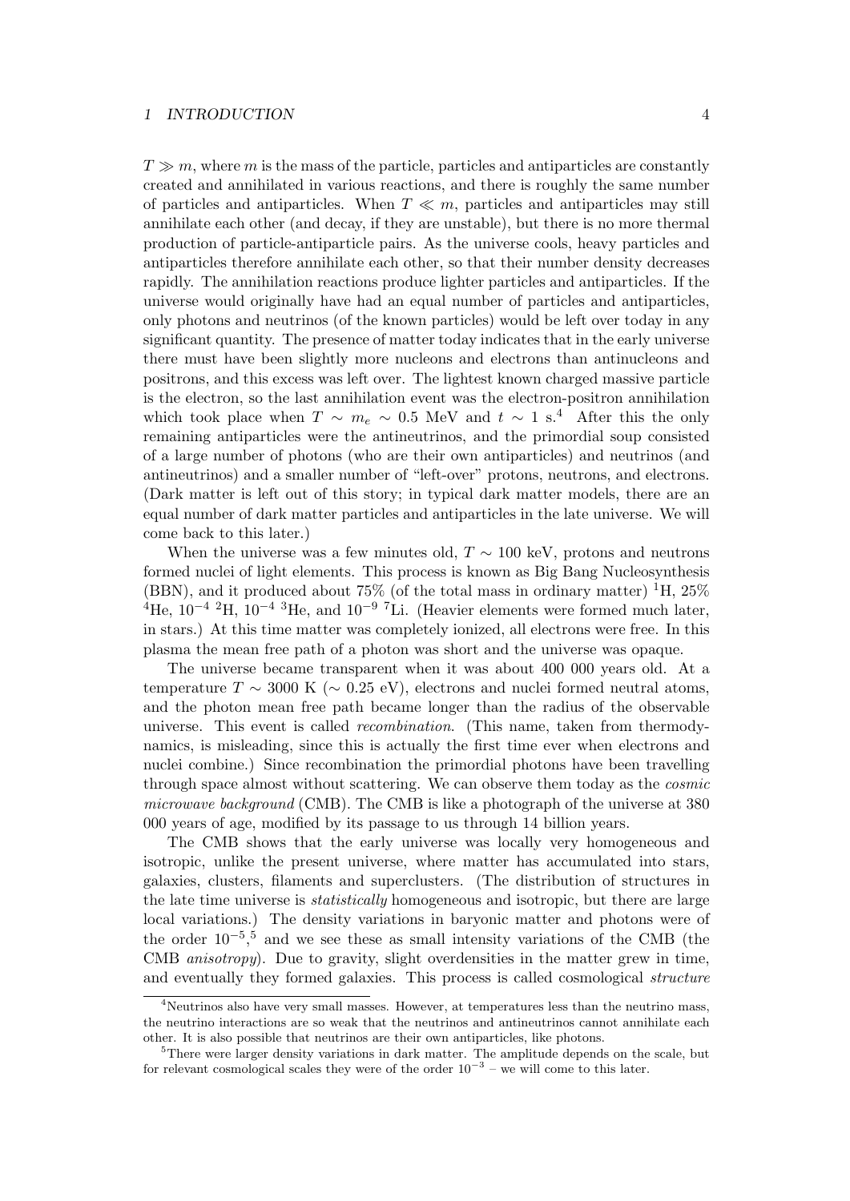$T \gg m$, where $m$ is the mass of the particle, particles and antiparticles are constantly created and annihilated in various reactions, and there is roughly the same number of particles and antiparticles. When $T \ll m$, particles and antiparticles may still annihilate each other (and decay, if they are unstable), but there is no more thermal production of particle-antiparticle pairs. As the universe cools, heavy particles and antiparticles therefore annihilate each other, so that their number density decreases rapidly. The annihilation reactions produce lighter particles and antiparticles. If the universe would originally have had an equal number of particles and antiparticles, only photons and neutrinos (of the known particles) would be left over today in any significant quantity. The presence of matter today indicates that in the early universe there must have been slightly more nucleons and electrons than antinucleons and positrons, and this excess was left over. The lightest known charged massive particle is the electron, so the last annihilation event was the electron-positron annihilation which took place when $T \sim m_e \sim 0.5$ MeV and $t \sim 1$ s.[4] After this the only remaining antiparticles were the antineutrinos, and the primordial soup consisted of a large number of photons (who are their own antiparticles) and neutrinos (and antineutrinos) and a smaller number of "left-over" protons, neutrons, and electrons. (Dark matter is left out of this story; in typical dark matter models, there are an equal number of dark matter particles and antiparticles in the late universe. We will come back to this later.)

When the universe was a few minutes old, $T \sim 100$ keV, protons and neutrons formed nuclei of light elements. This process is known as Big Bang Nucleosynthesis (BBN), and it produced about 75% (of the total mass in ordinary matter) $^1$H, 25% $^4$He, $10^{-4}$ $^2$H, $10^{-4}$ $^3$He, and $10^{-9}$ $^7$Li. (Heavier elements were formed much later, in stars.) At this time matter was completely ionized, all electrons were free. In this plasma the mean free path of a photon was short and the universe was opaque.

The universe became transparent when it was about 400 000 years old. At a temperature $T \sim 3000$ K ($\sim 0.25$ eV), electrons and nuclei formed neutral atoms, and the photon mean free path became longer than the radius of the observable universe. This event is called *recombination*. (This name, taken from thermodynamics, is misleading, since this is actually the first time ever when electrons and nuclei combine.) Since recombination the primordial photons have been travelling through space almost without scattering. We can observe them today as the *cosmic microwave background* (CMB). The CMB is like a photograph of the universe at 380 000 years of age, modified by its passage to us through 14 billion years.

The CMB shows that the early universe was locally very homogeneous and isotropic, unlike the present universe, where matter has accumulated into stars, galaxies, clusters, filaments and superclusters. (The distribution of structures in the late time universe is *statistically* homogeneous and isotropic, but there are large local variations.) The density variations in baryonic matter and photons were of the order $10^{-5}$,[5] and we see these as small intensity variations of the CMB (the CMB *anisotropy*). Due to gravity, slight overdensities in the matter grew in time, and eventually they formed galaxies. This process is called cosmological *structure*

---

[4] Neutrinos also have very small masses. However, at temperatures less than the neutrino mass, the neutrino interactions are so weak that the neutrinos and antineutrinos cannot annihilate each other. It is also possible that neutrinos are their own antiparticles, like photons.

[5] There were larger density variations in dark matter. The amplitude depends on the scale, but for relevant cosmological scales they were of the order $10^{-3}$ – we will come to this later.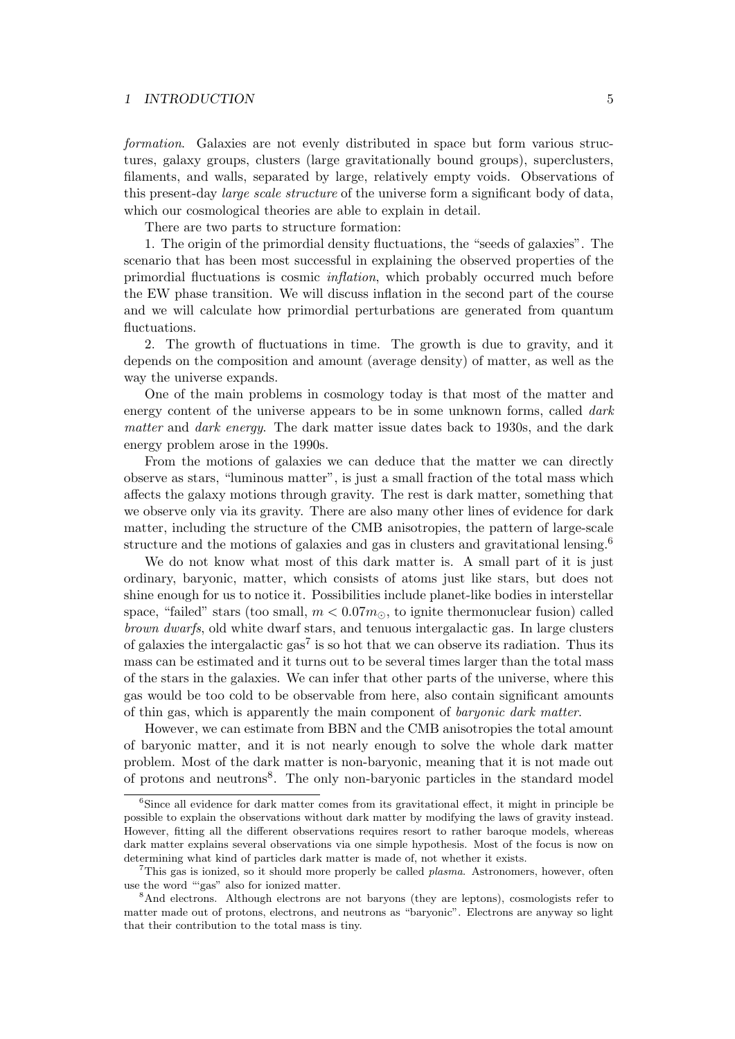*formation*. Galaxies are not evenly distributed in space but form various structures, galaxy groups, clusters (large gravitationally bound groups), superclusters, filaments, and walls, separated by large, relatively empty voids. Observations of this present-day *large scale structure* of the universe form a significant body of data, which our cosmological theories are able to explain in detail.

There are two parts to structure formation:

1. The origin of the primordial density fluctuations, the "seeds of galaxies". The scenario that has been most successful in explaining the observed properties of the primordial fluctuations is cosmic *inflation*, which probably occurred much before the EW phase transition. We will discuss inflation in the second part of the course and we will calculate how primordial perturbations are generated from quantum fluctuations.

2. The growth of fluctuations in time. The growth is due to gravity, and it depends on the composition and amount (average density) of matter, as well as the way the universe expands.

One of the main problems in cosmology today is that most of the matter and energy content of the universe appears to be in some unknown forms, called *dark matter* and *dark energy*. The dark matter issue dates back to 1930s, and the dark energy problem arose in the 1990s.

From the motions of galaxies we can deduce that the matter we can directly observe as stars, "luminous matter", is just a small fraction of the total mass which affects the galaxy motions through gravity. The rest is dark matter, something that we observe only via its gravity. There are also many other lines of evidence for dark matter, including the structure of the CMB anisotropies, the pattern of large-scale structure and the motions of galaxies and gas in clusters and gravitational lensing.[6]

We do not know what most of this dark matter is. A small part of it is just ordinary, baryonic, matter, which consists of atoms just like stars, but does not shine enough for us to notice it. Possibilities include planet-like bodies in interstellar space, "failed" stars (too small, $m < 0.07m_\odot$, to ignite thermonuclear fusion) called *brown dwarfs*, old white dwarf stars, and tenuous intergalactic gas. In large clusters of galaxies the intergalactic gas[7] is so hot that we can observe its radiation. Thus its mass can be estimated and it turns out to be several times larger than the total mass of the stars in the galaxies. We can infer that other parts of the universe, where this gas would be too cold to be observable from here, also contain significant amounts of thin gas, which is apparently the main component of *baryonic dark matter*.

However, we can estimate from BBN and the CMB anisotropies the total amount of baryonic matter, and it is not nearly enough to solve the whole dark matter problem. Most of the dark matter is non-baryonic, meaning that it is not made out of protons and neutrons[8]. The only non-baryonic particles in the standard model

---

[6] Since all evidence for dark matter comes from its gravitational effect, it might in principle be possible to explain the observations without dark matter by modifying the laws of gravity instead. However, fitting all the different observations requires resort to rather baroque models, whereas dark matter explains several observations via one simple hypothesis. Most of the focus is now on determining what kind of particles dark matter is made of, not whether it exists.

[7] This gas is ionized, so it should more properly be called *plasma*. Astronomers, however, often use the word "'gas" also for ionized matter.

[8] And electrons. Although electrons are not baryons (they are leptons), cosmologists refer to matter made out of protons, electrons, and neutrons as "baryonic". Electrons are anyway so light that their contribution to the total mass is tiny.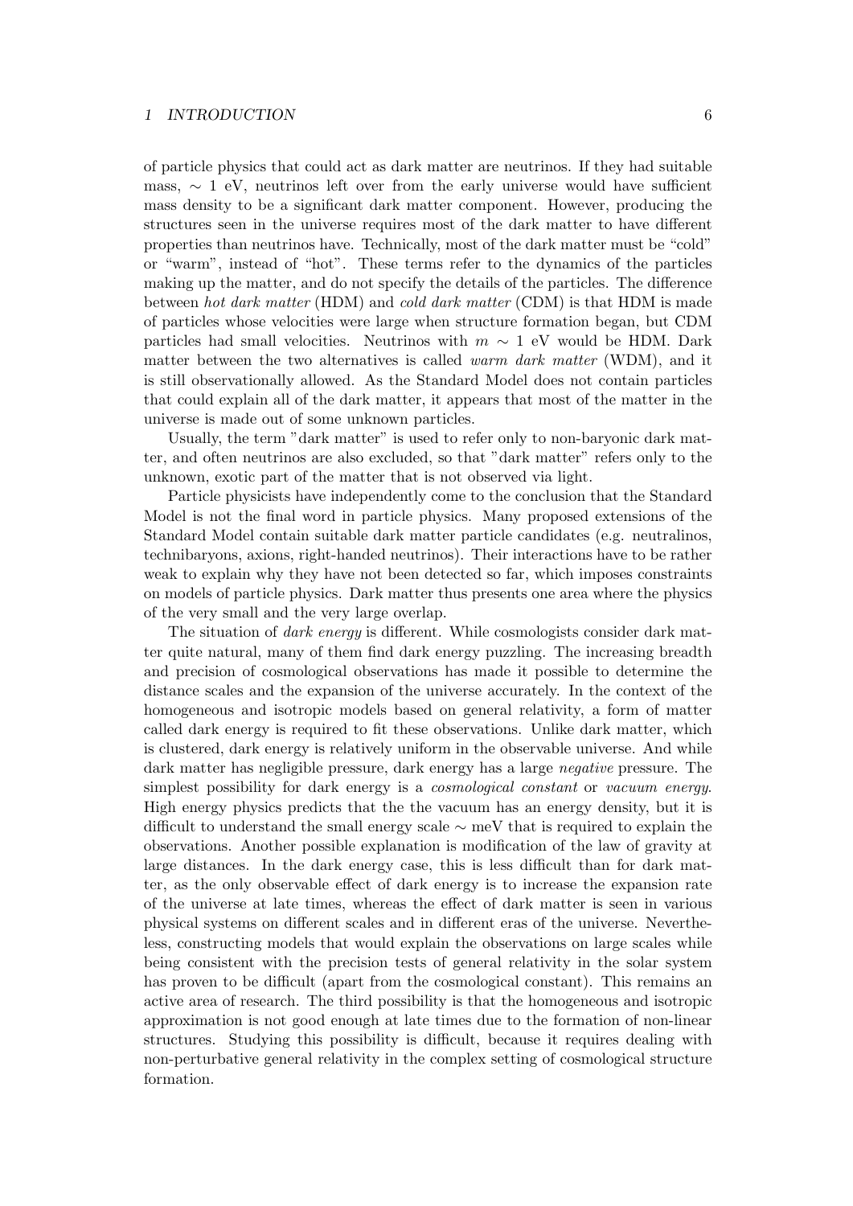of particle physics that could act as dark matter are neutrinos. If they had suitable mass, $\sim 1$ eV, neutrinos left over from the early universe would have sufficient mass density to be a significant dark matter component. However, producing the structures seen in the universe requires most of the dark matter to have different properties than neutrinos have. Technically, most of the dark matter must be "cold" or "warm", instead of "hot". These terms refer to the dynamics of the particles making up the matter, and do not specify the details of the particles. The difference between *hot dark matter* (HDM) and *cold dark matter* (CDM) is that HDM is made of particles whose velocities were large when structure formation began, but CDM particles had small velocities. Neutrinos with $m \sim 1$ eV would be HDM. Dark matter between the two alternatives is called *warm dark matter* (WDM), and it is still observationally allowed. As the Standard Model does not contain particles that could explain all of the dark matter, it appears that most of the matter in the universe is made out of some unknown particles.

Usually, the term "dark matter" is used to refer only to non-baryonic dark matter, and often neutrinos are also excluded, so that "dark matter" refers only to the unknown, exotic part of the matter that is not observed via light.

Particle physicists have independently come to the conclusion that the Standard Model is not the final word in particle physics. Many proposed extensions of the Standard Model contain suitable dark matter particle candidates (e.g. neutralinos, technibaryons, axions, right-handed neutrinos). Their interactions have to be rather weak to explain why they have not been detected so far, which imposes constraints on models of particle physics. Dark matter thus presents one area where the physics of the very small and the very large overlap.

The situation of *dark energy* is different. While cosmologists consider dark matter quite natural, many of them find dark energy puzzling. The increasing breadth and precision of cosmological observations has made it possible to determine the distance scales and the expansion of the universe accurately. In the context of the homogeneous and isotropic models based on general relativity, a form of matter called dark energy is required to fit these observations. Unlike dark matter, which is clustered, dark energy is relatively uniform in the observable universe. And while dark matter has negligible pressure, dark energy has a large *negative* pressure. The simplest possibility for dark energy is a *cosmological constant* or *vacuum energy*. High energy physics predicts that the the vacuum has an energy density, but it is difficult to understand the small energy scale $\sim$ meV that is required to explain the observations. Another possible explanation is modification of the law of gravity at large distances. In the dark energy case, this is less difficult than for dark matter, as the only observable effect of dark energy is to increase the expansion rate of the universe at late times, whereas the effect of dark matter is seen in various physical systems on different scales and in different eras of the universe. Nevertheless, constructing models that would explain the observations on large scales while being consistent with the precision tests of general relativity in the solar system has proven to be difficult (apart from the cosmological constant). This remains an active area of research. The third possibility is that the homogeneous and isotropic approximation is not good enough at late times due to the formation of non-linear structures. Studying this possibility is difficult, because it requires dealing with non-perturbative general relativity in the complex setting of cosmological structure formation.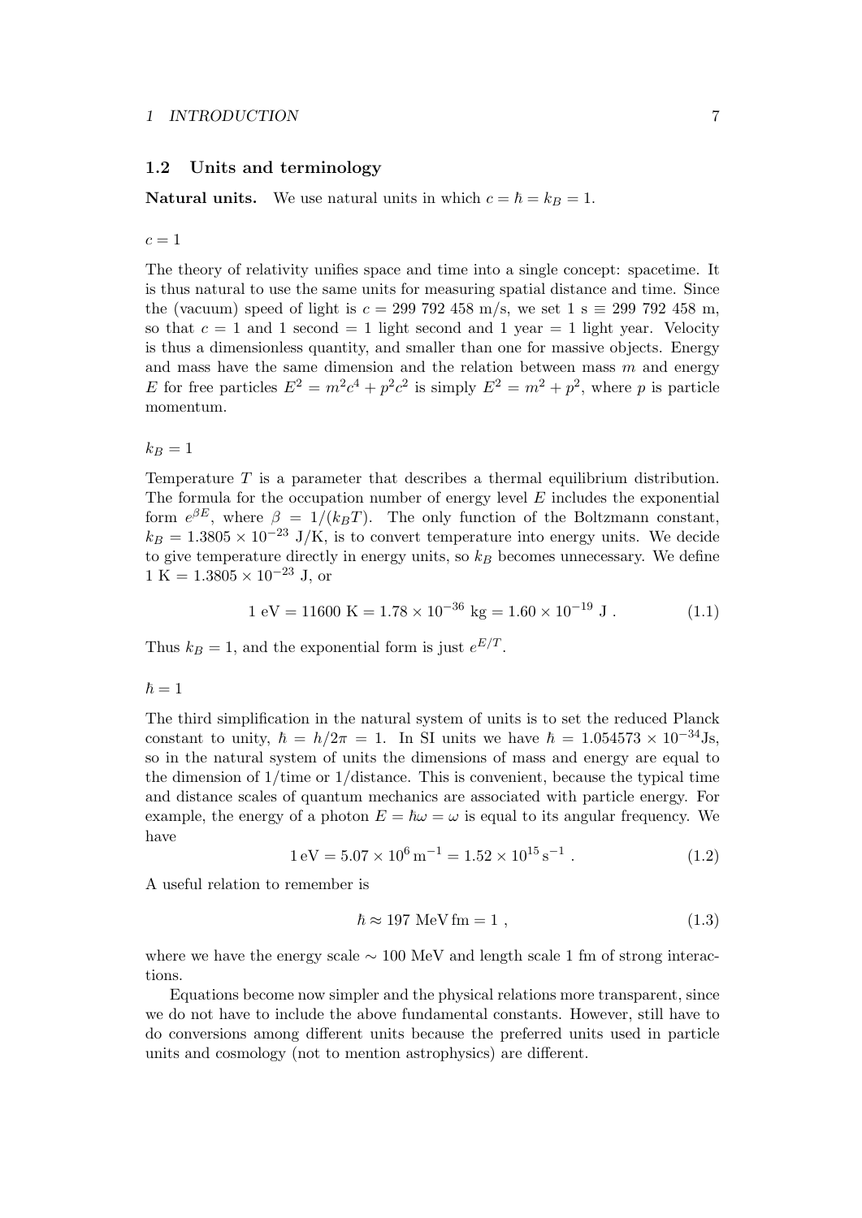## 1.2 Units and terminology

**Natural units.** We use natural units in which $c = \hbar = k_B = 1$.

$c = 1$

The theory of relativity unifies space and time into a single concept: spacetime. It is thus natural to use the same units for measuring spatial distance and time. Since the (vacuum) speed of light is $c = 299\ 792\ 458$ m/s, we set 1 s $\equiv$ 299 792 458 m, so that $c = 1$ and 1 second = 1 light second and 1 year = 1 light year. Velocity is thus a dimensionless quantity, and smaller than one for massive objects. Energy and mass have the same dimension and the relation between mass $m$ and energy $E$ for free particles $E^2 = m^2c^4 + p^2c^2$ is simply $E^2 = m^2 + p^2$, where $p$ is particle momentum.

$k_B = 1$

Temperature $T$ is a parameter that describes a thermal equilibrium distribution. The formula for the occupation number of energy level $E$ includes the exponential form $e^{\beta E}$, where $\beta = 1/(k_B T)$. The only function of the Boltzmann constant, $k_B = 1.3805 \times 10^{-23}$ J/K, is to convert temperature into energy units. We decide to give temperature directly in energy units, so $k_B$ becomes unnecessary. We define $1\ \text{K} = 1.3805 \times 10^{-23}$ J, or

$$1\ \text{eV} = 11600\ \text{K} = 1.78 \times 10^{-36}\ \text{kg} = 1.60 \times 10^{-19}\ \text{J}\ . \tag{1.1}$$

Thus $k_B = 1$, and the exponential form is just $e^{E/T}$.

$\hbar = 1$

The third simplification in the natural system of units is to set the reduced Planck constant to unity, $\hbar = h/2\pi = 1$. In SI units we have $\hbar = 1.054573 \times 10^{-34}$Js, so in the natural system of units the dimensions of mass and energy are equal to the dimension of 1/time or 1/distance. This is convenient, because the typical time and distance scales of quantum mechanics are associated with particle energy. For example, the energy of a photon $E = \hbar\omega = \omega$ is equal to its angular frequency. We have

$$1\,\text{eV} = 5.07 \times 10^{6}\,\text{m}^{-1} = 1.52 \times 10^{15}\,\text{s}^{-1}\ . \tag{1.2}$$

A useful relation to remember is

$$\hbar \approx 197\ \text{MeV}\,\text{fm} = 1\ , \tag{1.3}$$

where we have the energy scale $\sim 100$ MeV and length scale 1 fm of strong interactions.

Equations become now simpler and the physical relations more transparent, since we do not have to include the above fundamental constants. However, still have to do conversions among different units because the preferred units used in particle units and cosmology (not to mention astrophysics) are different.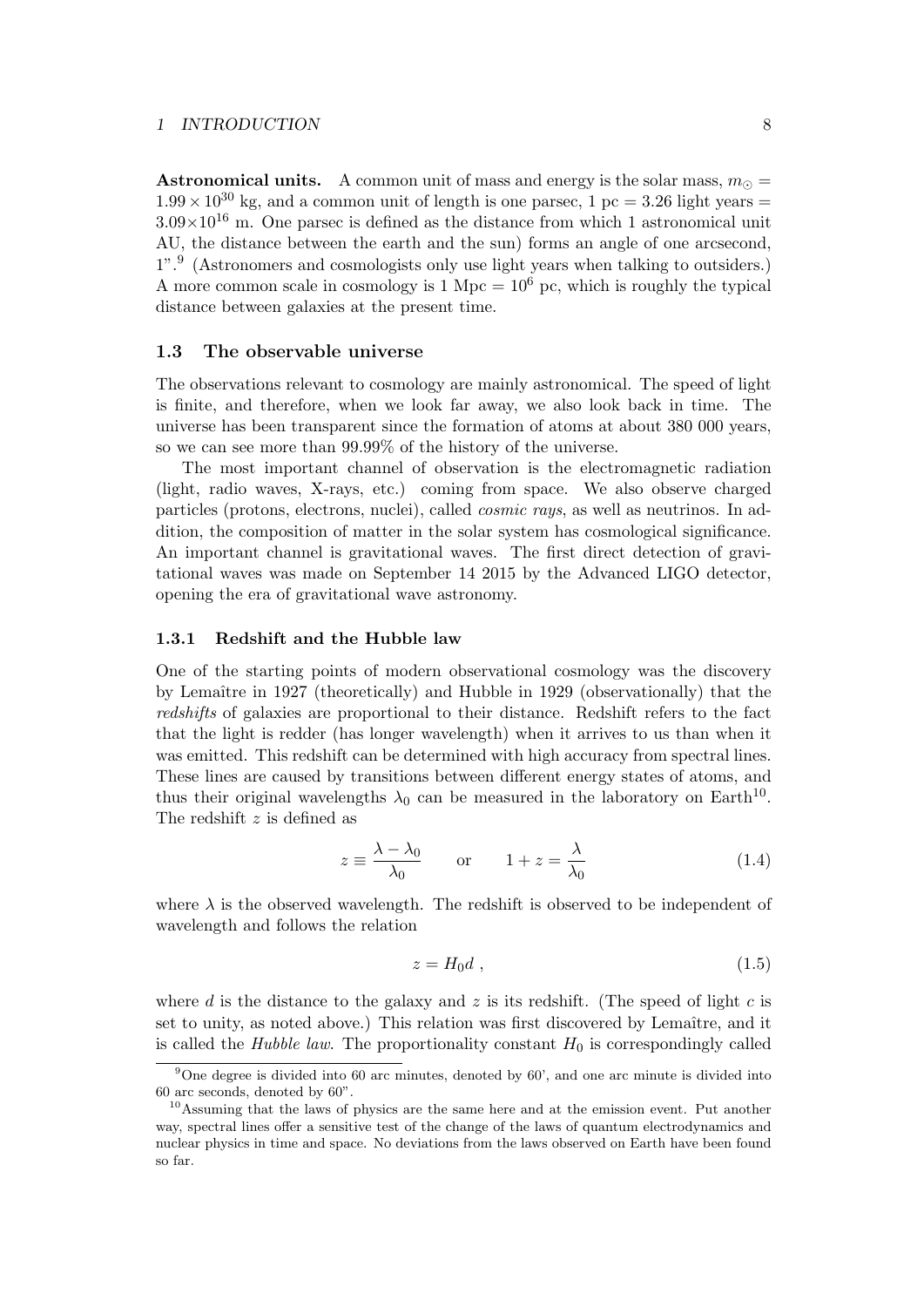**Astronomical units.** A common unit of mass and energy is the solar mass, $m_\odot = 1.99 \times 10^{30}$ kg, and a common unit of length is one parsec, 1 pc = 3.26 light years = $3.09 \times 10^{16}$ m. One parsec is defined as the distance from which 1 astronomical unit AU, the distance between the earth and the sun) forms an angle of one arcsecond, 1".[9] (Astronomers and cosmologists only use light years when talking to outsiders.) A more common scale in cosmology is 1 Mpc = $10^6$ pc, which is roughly the typical distance between galaxies at the present time.

### 1.3 The observable universe

The observations relevant to cosmology are mainly astronomical. The speed of light is finite, and therefore, when we look far away, we also look back in time. The universe has been transparent since the formation of atoms at about 380 000 years, so we can see more than 99.99% of the history of the universe.

The most important channel of observation is the electromagnetic radiation (light, radio waves, X-rays, etc.) coming from space. We also observe charged particles (protons, electrons, nuclei), called *cosmic rays*, as well as neutrinos. In addition, the composition of matter in the solar system has cosmological significance. An important channel is gravitational waves. The first direct detection of gravitational waves was made on September 14 2015 by the Advanced LIGO detector, opening the era of gravitational wave astronomy.

#### 1.3.1 Redshift and the Hubble law

One of the starting points of modern observational cosmology was the discovery by Lemaître in 1927 (theoretically) and Hubble in 1929 (observationally) that the *redshifts* of galaxies are proportional to their distance. Redshift refers to the fact that the light is redder (has longer wavelength) when it arrives to us than when it was emitted. This redshift can be determined with high accuracy from spectral lines. These lines are caused by transitions between different energy states of atoms, and thus their original wavelengths $\lambda_0$ can be measured in the laboratory on Earth[10]. The redshift $z$ is defined as

$$z \equiv \frac{\lambda - \lambda_0}{\lambda_0} \qquad \text{or} \qquad 1 + z = \frac{\lambda}{\lambda_0} \tag{1.4}$$

where $\lambda$ is the observed wavelength. The redshift is observed to be independent of wavelength and follows the relation

$$z = H_0 d \ , \tag{1.5}$$

where $d$ is the distance to the galaxy and $z$ is its redshift. (The speed of light $c$ is set to unity, as noted above.) This relation was first discovered by Lemaître, and it is called the *Hubble law*. The proportionality constant $H_0$ is correspondingly called

---

[9] One degree is divided into 60 arc minutes, denoted by 60', and one arc minute is divided into 60 arc seconds, denoted by 60".

[10] Assuming that the laws of physics are the same here and at the emission event. Put another way, spectral lines offer a sensitive test of the change of the laws of quantum electrodynamics and nuclear physics in time and space. No deviations from the laws observed on Earth have been found so far.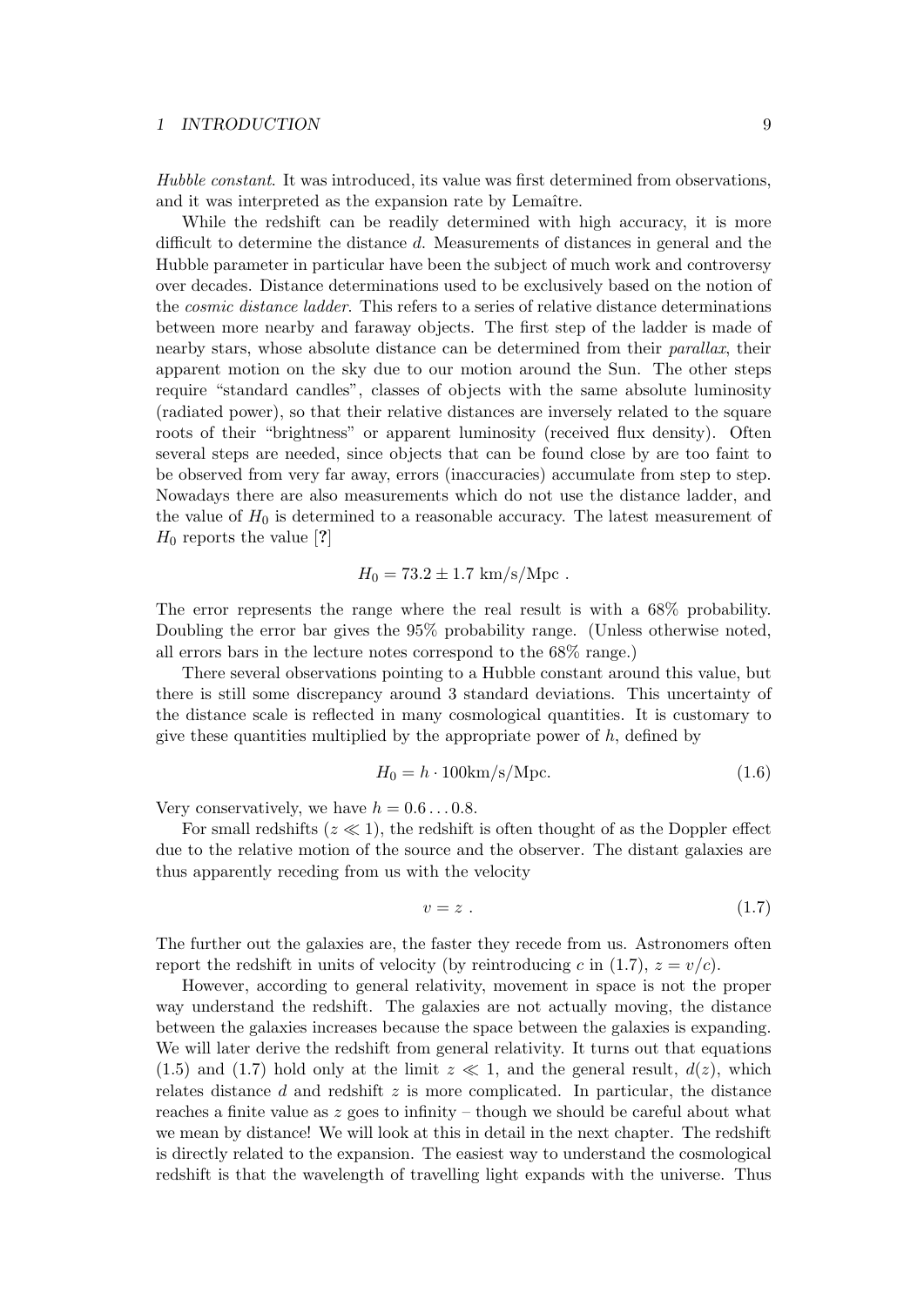*Hubble constant*. It was introduced, its value was first determined from observations, and it was interpreted as the expansion rate by Lemaître.

While the redshift can be readily determined with high accuracy, it is more difficult to determine the distance $d$. Measurements of distances in general and the Hubble parameter in particular have been the subject of much work and controversy over decades. Distance determinations used to be exclusively based on the notion of the *cosmic distance ladder*. This refers to a series of relative distance determinations between more nearby and faraway objects. The first step of the ladder is made of nearby stars, whose absolute distance can be determined from their *parallax*, their apparent motion on the sky due to our motion around the Sun. The other steps require "standard candles", classes of objects with the same absolute luminosity (radiated power), so that their relative distances are inversely related to the square roots of their "brightness" or apparent luminosity (received flux density). Often several steps are needed, since objects that can be found close by are too faint to be observed from very far away, errors (inaccuracies) accumulate from step to step. Nowadays there are also measurements which do not use the distance ladder, and the value of $H_0$ is determined to a reasonable accuracy. The latest measurement of $H_0$ reports the value [?]

$$H_0 = 73.2 \pm 1.7 \text{ km/s/Mpc} .$$

The error represents the range where the real result is with a 68% probability. Doubling the error bar gives the 95% probability range. (Unless otherwise noted, all errors bars in the lecture notes correspond to the 68% range.)

There several observations pointing to a Hubble constant around this value, but there is still some discrepancy around 3 standard deviations. This uncertainty of the distance scale is reflected in many cosmological quantities. It is customary to give these quantities multiplied by the appropriate power of $h$, defined by

$$H_0 = h \cdot 100\text{km/s/Mpc}. \tag{1.6}$$

Very conservatively, we have $h = 0.6 \ldots 0.8$.

For small redshifts ($z \ll 1$), the redshift is often thought of as the Doppler effect due to the relative motion of the source and the observer. The distant galaxies are thus apparently receding from us with the velocity

$$v = z . \tag{1.7}$$

The further out the galaxies are, the faster they recede from us. Astronomers often report the redshift in units of velocity (by reintroducing $c$ in (1.7), $z = v/c$).

However, according to general relativity, movement in space is not the proper way understand the redshift. The galaxies are not actually moving, the distance between the galaxies increases because the space between the galaxies is expanding. We will later derive the redshift from general relativity. It turns out that equations (1.5) and (1.7) hold only at the limit $z \ll 1$, and the general result, $d(z)$, which relates distance $d$ and redshift $z$ is more complicated. In particular, the distance reaches a finite value as $z$ goes to infinity – though we should be careful about what we mean by distance! We will look at this in detail in the next chapter. The redshift is directly related to the expansion. The easiest way to understand the cosmological redshift is that the wavelength of travelling light expands with the universe. Thus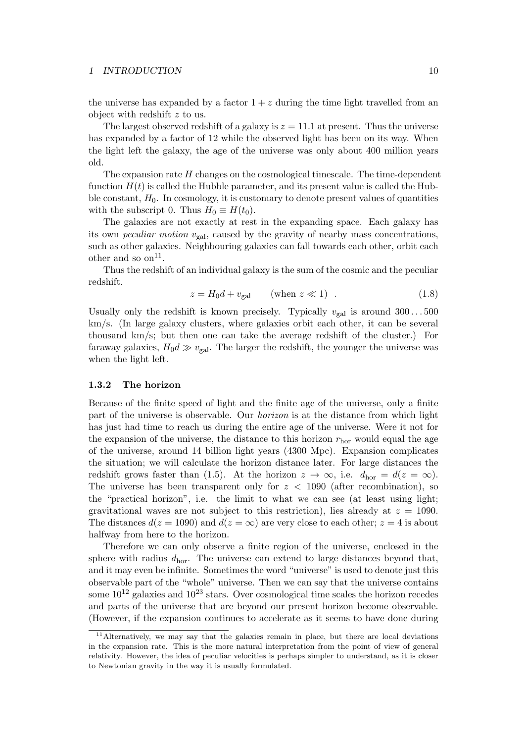the universe has expanded by a factor $1+z$ during the time light travelled from an object with redshift $z$ to us.

The largest observed redshift of a galaxy is $z = 11.1$ at present. Thus the universe has expanded by a factor of 12 while the observed light has been on its way. When the light left the galaxy, the age of the universe was only about 400 million years old.

The expansion rate $H$ changes on the cosmological timescale. The time-dependent function $H(t)$ is called the Hubble parameter, and its present value is called the Hubble constant, $H_0$. In cosmology, it is customary to denote present values of quantities with the subscript 0. Thus $H_0 \equiv H(t_0)$.

The galaxies are not exactly at rest in the expanding space. Each galaxy has its own *peculiar motion* $v_{\rm gal}$, caused by the gravity of nearby mass concentrations, such as other galaxies. Neighbouring galaxies can fall towards each other, orbit each other and so on[11].

Thus the redshift of an individual galaxy is the sum of the cosmic and the peculiar redshift.

$$z = H_0 d + v_{\rm gal} \qquad \text{(when } z \ll 1\text{)} \ . \tag{1.8}$$

Usually only the redshift is known precisely. Typically $v_{\rm gal}$ is around $300 \ldots 500$ km/s. (In large galaxy clusters, where galaxies orbit each other, it can be several thousand km/s; but then one can take the average redshift of the cluster.) For faraway galaxies, $H_0 d \gg v_{\rm gal}$. The larger the redshift, the younger the universe was when the light left.

### 1.3.2 The horizon

Because of the finite speed of light and the finite age of the universe, only a finite part of the universe is observable. Our *horizon* is at the distance from which light has just had time to reach us during the entire age of the universe. Were it not for the expansion of the universe, the distance to this horizon $r_{\rm hor}$ would equal the age of the universe, around 14 billion light years (4300 Mpc). Expansion complicates the situation; we will calculate the horizon distance later. For large distances the redshift grows faster than (1.5). At the horizon $z \to \infty$, i.e. $d_{\rm hor} = d(z = \infty)$. The universe has been transparent only for $z < 1090$ (after recombination), so the "practical horizon", i.e. the limit to what we can see (at least using light; gravitational waves are not subject to this restriction), lies already at $z = 1090$. The distances $d(z = 1090)$ and $d(z = \infty)$ are very close to each other; $z = 4$ is about halfway from here to the horizon.

Therefore we can only observe a finite region of the universe, enclosed in the sphere with radius $d_{\rm hor}$. The universe can extend to large distances beyond that, and it may even be infinite. Sometimes the word "universe" is used to denote just this observable part of the "whole" universe. Then we can say that the universe contains some $10^{12}$ galaxies and $10^{23}$ stars. Over cosmological time scales the horizon recedes and parts of the universe that are beyond our present horizon become observable. (However, if the expansion continues to accelerate as it seems to have done during

[11] Alternatively, we may say that the galaxies remain in place, but there are local deviations in the expansion rate. This is the more natural interpretation from the point of view of general relativity. However, the idea of peculiar velocities is perhaps simpler to understand, as it is closer to Newtonian gravity in the way it is usually formulated.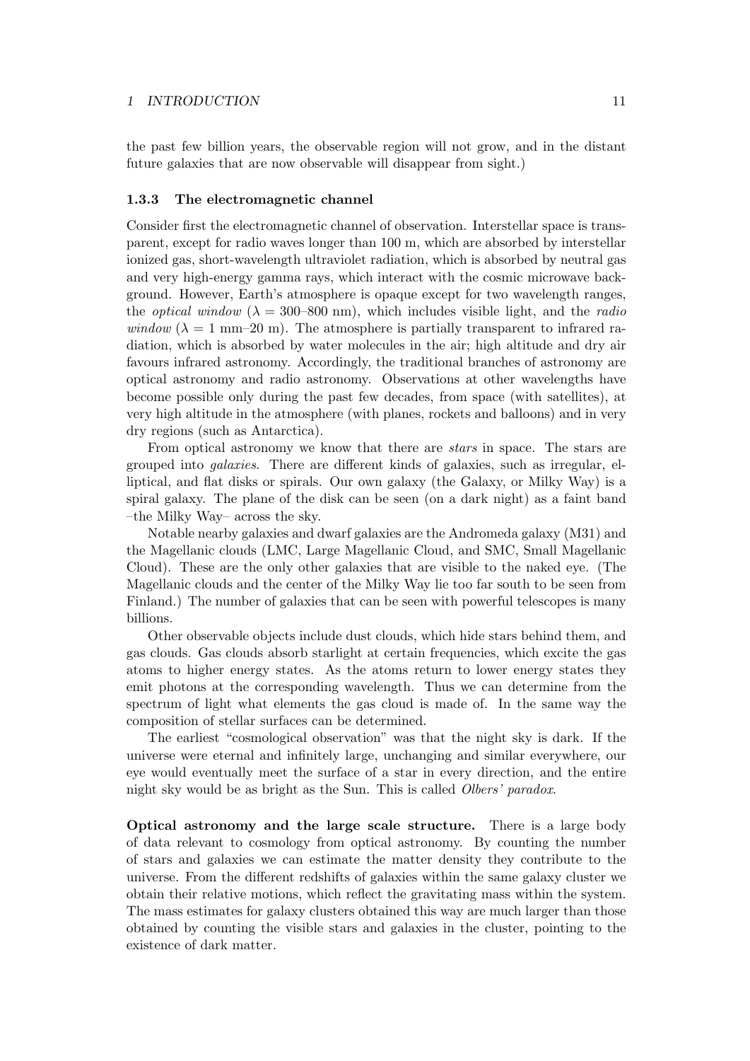the past few billion years, the observable region will not grow, and in the distant future galaxies that are now observable will disappear from sight.)

### 1.3.3 The electromagnetic channel

Consider first the electromagnetic channel of observation. Interstellar space is transparent, except for radio waves longer than 100 m, which are absorbed by interstellar ionized gas, short-wavelength ultraviolet radiation, which is absorbed by neutral gas and very high-energy gamma rays, which interact with the cosmic microwave background. However, Earth's atmosphere is opaque except for two wavelength ranges, the *optical window* ($\lambda$ = 300–800 nm), which includes visible light, and the *radio window* ($\lambda$ = 1 mm–20 m). The atmosphere is partially transparent to infrared radiation, which is absorbed by water molecules in the air; high altitude and dry air favours infrared astronomy. Accordingly, the traditional branches of astronomy are optical astronomy and radio astronomy. Observations at other wavelengths have become possible only during the past few decades, from space (with satellites), at very high altitude in the atmosphere (with planes, rockets and balloons) and in very dry regions (such as Antarctica).

From optical astronomy we know that there are *stars* in space. The stars are grouped into *galaxies*. There are different kinds of galaxies, such as irregular, elliptical, and flat disks or spirals. Our own galaxy (the Galaxy, or Milky Way) is a spiral galaxy. The plane of the disk can be seen (on a dark night) as a faint band –the Milky Way– across the sky.

Notable nearby galaxies and dwarf galaxies are the Andromeda galaxy (M31) and the Magellanic clouds (LMC, Large Magellanic Cloud, and SMC, Small Magellanic Cloud). These are the only other galaxies that are visible to the naked eye. (The Magellanic clouds and the center of the Milky Way lie too far south to be seen from Finland.) The number of galaxies that can be seen with powerful telescopes is many billions.

Other observable objects include dust clouds, which hide stars behind them, and gas clouds. Gas clouds absorb starlight at certain frequencies, which excite the gas atoms to higher energy states. As the atoms return to lower energy states they emit photons at the corresponding wavelength. Thus we can determine from the spectrum of light what elements the gas cloud is made of. In the same way the composition of stellar surfaces can be determined.

The earliest "cosmological observation" was that the night sky is dark. If the universe were eternal and infinitely large, unchanging and similar everywhere, our eye would eventually meet the surface of a star in every direction, and the entire night sky would be as bright as the Sun. This is called *Olbers' paradox*.

**Optical astronomy and the large scale structure.** There is a large body of data relevant to cosmology from optical astronomy. By counting the number of stars and galaxies we can estimate the matter density they contribute to the universe. From the different redshifts of galaxies within the same galaxy cluster we obtain their relative motions, which reflect the gravitating mass within the system. The mass estimates for galaxy clusters obtained this way are much larger than those obtained by counting the visible stars and galaxies in the cluster, pointing to the existence of dark matter.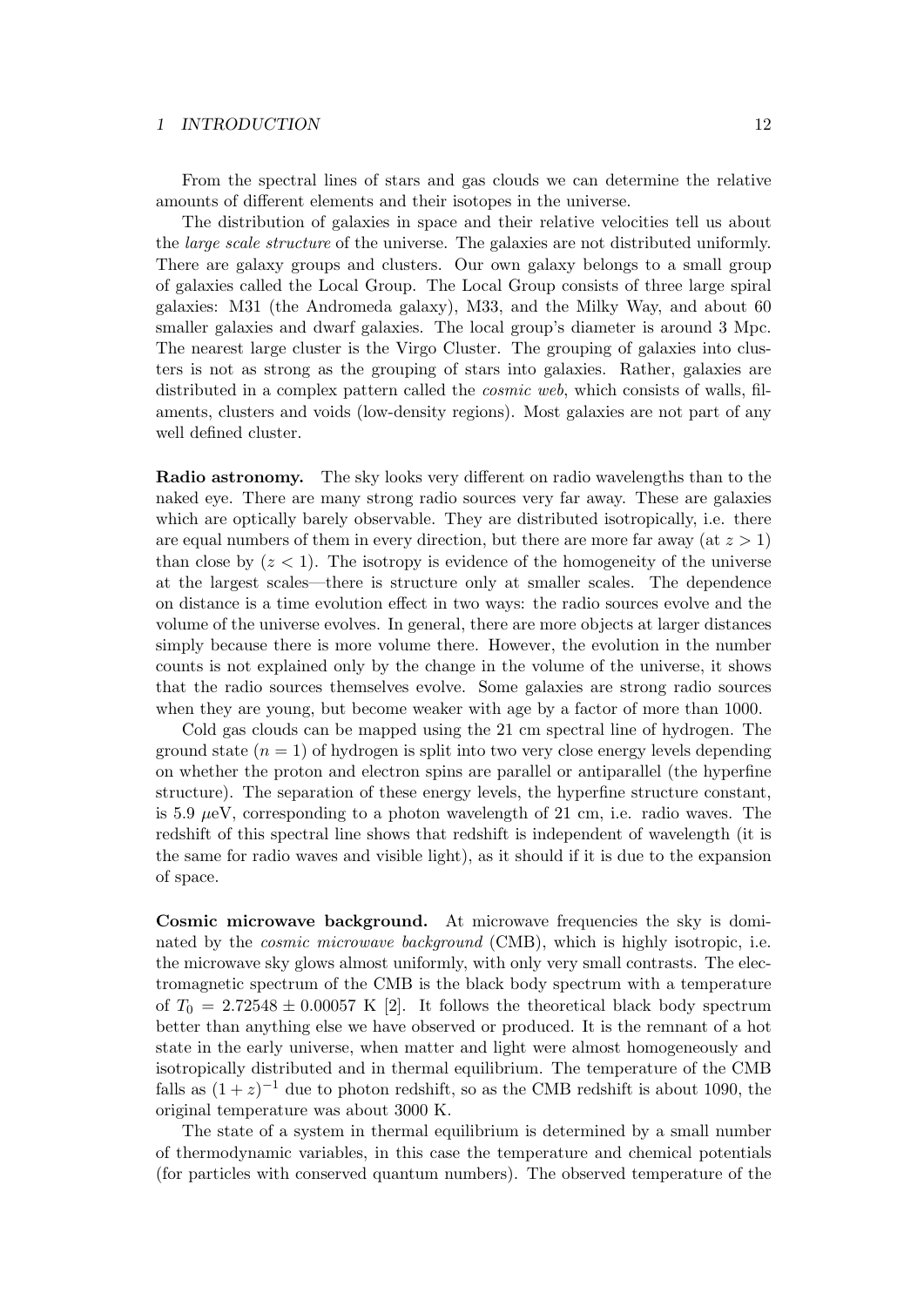From the spectral lines of stars and gas clouds we can determine the relative amounts of different elements and their isotopes in the universe.

The distribution of galaxies in space and their relative velocities tell us about the *large scale structure* of the universe. The galaxies are not distributed uniformly. There are galaxy groups and clusters. Our own galaxy belongs to a small group of galaxies called the Local Group. The Local Group consists of three large spiral galaxies: M31 (the Andromeda galaxy), M33, and the Milky Way, and about 60 smaller galaxies and dwarf galaxies. The local group's diameter is around 3 Mpc. The nearest large cluster is the Virgo Cluster. The grouping of galaxies into clusters is not as strong as the grouping of stars into galaxies. Rather, galaxies are distributed in a complex pattern called the *cosmic web*, which consists of walls, filaments, clusters and voids (low-density regions). Most galaxies are not part of any well defined cluster.

**Radio astronomy.** The sky looks very different on radio wavelengths than to the naked eye. There are many strong radio sources very far away. These are galaxies which are optically barely observable. They are distributed isotropically, i.e. there are equal numbers of them in every direction, but there are more far away (at $z > 1$) than close by ($z < 1$). The isotropy is evidence of the homogeneity of the universe at the largest scales—there is structure only at smaller scales. The dependence on distance is a time evolution effect in two ways: the radio sources evolve and the volume of the universe evolves. In general, there are more objects at larger distances simply because there is more volume there. However, the evolution in the number counts is not explained only by the change in the volume of the universe, it shows that the radio sources themselves evolve. Some galaxies are strong radio sources when they are young, but become weaker with age by a factor of more than 1000.

Cold gas clouds can be mapped using the 21 cm spectral line of hydrogen. The ground state ($n = 1$) of hydrogen is split into two very close energy levels depending on whether the proton and electron spins are parallel or antiparallel (the hyperfine structure). The separation of these energy levels, the hyperfine structure constant, is 5.9 $\mu$eV, corresponding to a photon wavelength of 21 cm, i.e. radio waves. The redshift of this spectral line shows that redshift is independent of wavelength (it is the same for radio waves and visible light), as it should if it is due to the expansion of space.

**Cosmic microwave background.** At microwave frequencies the sky is dominated by the *cosmic microwave background* (CMB), which is highly isotropic, i.e. the microwave sky glows almost uniformly, with only very small contrasts. The electromagnetic spectrum of the CMB is the black body spectrum with a temperature of $T_0 = 2.72548 \pm 0.00057$ K [2]. It follows the theoretical black body spectrum better than anything else we have observed or produced. It is the remnant of a hot state in the early universe, when matter and light were almost homogeneously and isotropically distributed and in thermal equilibrium. The temperature of the CMB falls as $(1 + z)^{-1}$ due to photon redshift, so as the CMB redshift is about 1090, the original temperature was about 3000 K.

The state of a system in thermal equilibrium is determined by a small number of thermodynamic variables, in this case the temperature and chemical potentials (for particles with conserved quantum numbers). The observed temperature of the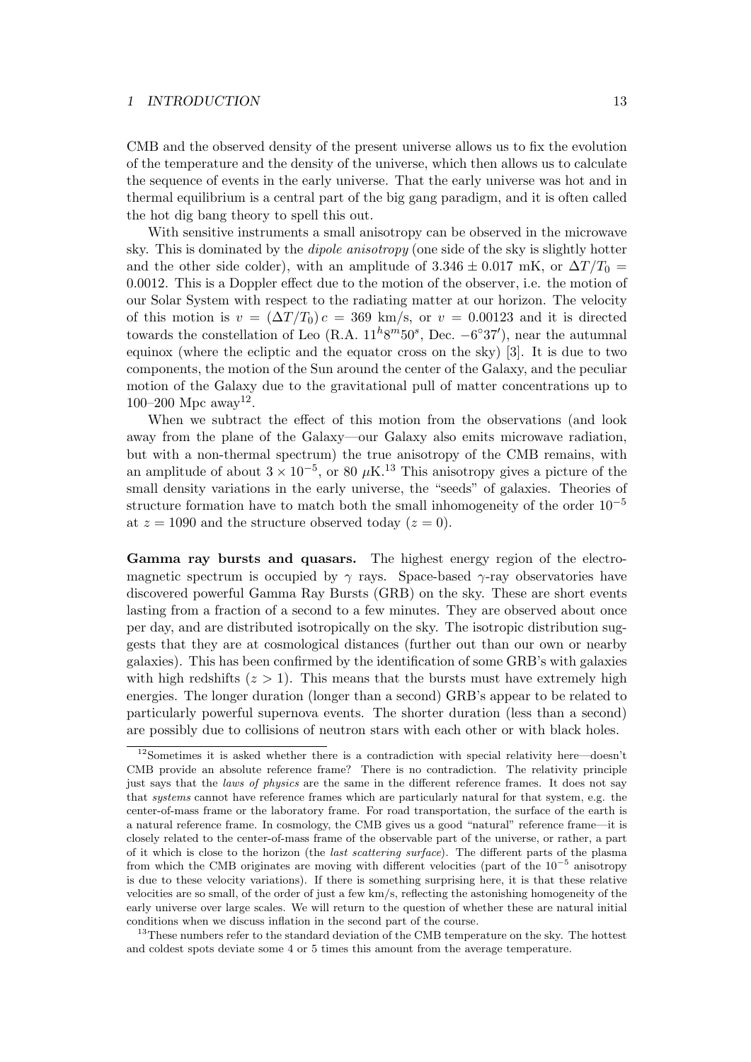CMB and the observed density of the present universe allows us to fix the evolution of the temperature and the density of the universe, which then allows us to calculate the sequence of events in the early universe. That the early universe was hot and in thermal equilibrium is a central part of the big gang paradigm, and it is often called the hot dig bang theory to spell this out.

With sensitive instruments a small anisotropy can be observed in the microwave sky. This is dominated by the *dipole anisotropy* (one side of the sky is slightly hotter and the other side colder), with an amplitude of $3.346 \pm 0.017$ mK, or $\Delta T/T_0 = 0.0012$. This is a Doppler effect due to the motion of the observer, i.e. the motion of our Solar System with respect to the radiating matter at our horizon. The velocity of this motion is $v = (\Delta T/T_0)\, c = 369$ km/s, or $v = 0.00123$ and it is directed towards the constellation of Leo (R.A. $11^h 8^m 50^s$, Dec. $-6^\circ 37'$), near the autumnal equinox (where the ecliptic and the equator cross on the sky) [3]. It is due to two components, the motion of the Sun around the center of the Galaxy, and the peculiar motion of the Galaxy due to the gravitational pull of matter concentrations up to 100–200 Mpc away[12].

When we subtract the effect of this motion from the observations (and look away from the plane of the Galaxy—our Galaxy also emits microwave radiation, but with a non-thermal spectrum) the true anisotropy of the CMB remains, with an amplitude of about $3 \times 10^{-5}$, or 80 $\mu$K.[13] This anisotropy gives a picture of the small density variations in the early universe, the "seeds" of galaxies. Theories of structure formation have to match both the small inhomogeneity of the order $10^{-5}$ at $z = 1090$ and the structure observed today ($z = 0$).

**Gamma ray bursts and quasars.** The highest energy region of the electromagnetic spectrum is occupied by $\gamma$ rays. Space-based $\gamma$-ray observatories have discovered powerful Gamma Ray Bursts (GRB) on the sky. These are short events lasting from a fraction of a second to a few minutes. They are observed about once per day, and are distributed isotropically on the sky. The isotropic distribution suggests that they are at cosmological distances (further out than our own or nearby galaxies). This has been confirmed by the identification of some GRB's with galaxies with high redshifts ($z > 1$). This means that the bursts must have extremely high energies. The longer duration (longer than a second) GRB's appear to be related to particularly powerful supernova events. The shorter duration (less than a second) are possibly due to collisions of neutron stars with each other or with black holes.

---

[12] Sometimes it is asked whether there is a contradiction with special relativity here—doesn't CMB provide an absolute reference frame? There is no contradiction. The relativity principle just says that the *laws of physics* are the same in the different reference frames. It does not say that *systems* cannot have reference frames which are particularly natural for that system, e.g. the center-of-mass frame or the laboratory frame. For road transportation, the surface of the earth is a natural reference frame. In cosmology, the CMB gives us a good "natural" reference frame—it is closely related to the center-of-mass frame of the observable part of the universe, or rather, a part of it which is close to the horizon (the *last scattering surface*). The different parts of the plasma from which the CMB originates are moving with different velocities (part of the $10^{-5}$ anisotropy is due to these velocity variations). If there is something surprising here, it is that these relative velocities are so small, of the order of just a few km/s, reflecting the astonishing homogeneity of the early universe over large scales. We will return to the question of whether these are natural initial conditions when we discuss inflation in the second part of the course.

[13] These numbers refer to the standard deviation of the CMB temperature on the sky. The hottest and coldest spots deviate some 4 or 5 times this amount from the average temperature.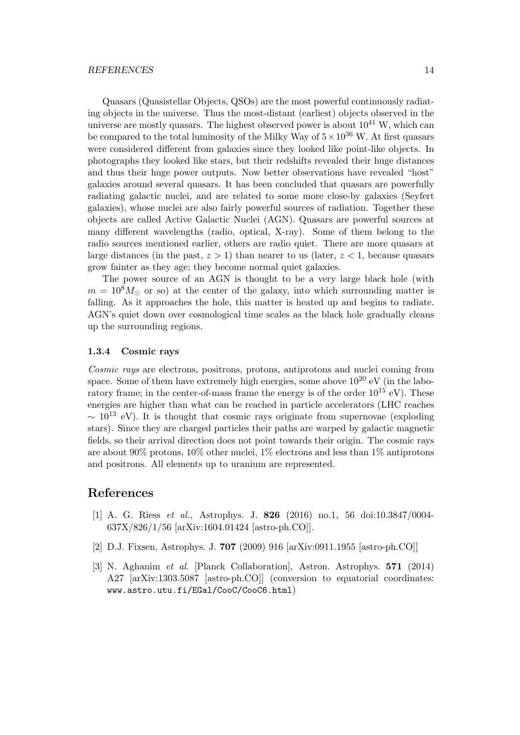Quasars (Quasistellar Objects, QSOs) are the most powerful continuously radiating objects in the universe. Thus the most-distant (earliest) objects observed in the universe are mostly quasars. The highest observed power is about $10^{41}$ W, which can be compared to the total luminosity of the Milky Way of $5 \times 10^{36}$ W. At first quasars were considered different from galaxies since they looked like point-like objects. In photographs they looked like stars, but their redshifts revealed their huge distances and thus their huge power outputs. Now better observations have revealed "host" galaxies around several quasars. It has been concluded that quasars are powerfully radiating galactic nuclei, and are related to some more close-by galaxies (Seyfert galaxies), whose nuclei are also fairly powerful sources of radiation. Together these objects are called Active Galactic Nuclei (AGN). Quasars are powerful sources at many different wavelengths (radio, optical, X-ray). Some of them belong to the radio sources mentioned earlier, others are radio quiet. There are more quasars at large distances (in the past, $z > 1$) than nearer to us (later, $z < 1$, because quasars grow fainter as they age; they become normal quiet galaxies.

The power source of an AGN is thought to be a very large black hole (with $m = 10^8 M_\odot$ or so) at the center of the galaxy, into which surrounding matter is falling. As it approaches the hole, this matter is heated up and begins to radiate. AGN's quiet down over cosmological time scales as the black hole gradually cleans up the surrounding regions.

### 1.3.4 Cosmic rays

*Cosmic rays* are electrons, positrons, protons, antiprotons and nuclei coming from space. Some of them have extremely high energies, some above $10^{20}$ eV (in the laboratory frame; in the center-of-mass frame the energy is of the order $10^{15}$ eV). These energies are higher than what can be reached in particle accelerators (LHC reaches $\sim 10^{13}$ eV). It is thought that cosmic rays originate from supernovae (exploding stars). Since they are charged particles their paths are warped by galactic magnetic fields, so their arrival direction does not point towards their origin. The cosmic rays are about 90% protons, 10% other nuclei, 1% electrons and less than 1% antiprotons and positrons. All elements up to uranium are represented.

## References

[1] A. G. Riess *et al.*, Astrophys. J. **826** (2016) no.1, 56 doi:10.3847/0004-637X/826/1/56 [arXiv:1604.01424 [astro-ph.CO]].

[2] D.J. Fixsen, Astrophys. J. **707** (2009) 916 [arXiv:0911.1955 [astro-ph.CO]]

[3] N. Aghanim *et al.* [Planck Collaboration], Astron. Astrophys. **571** (2014) A27 [arXiv:1303.5087 [astro-ph.CO]] (conversion to equatorial coordinates: `www.astro.utu.fi/EGal/CooC/CooC6.html`)